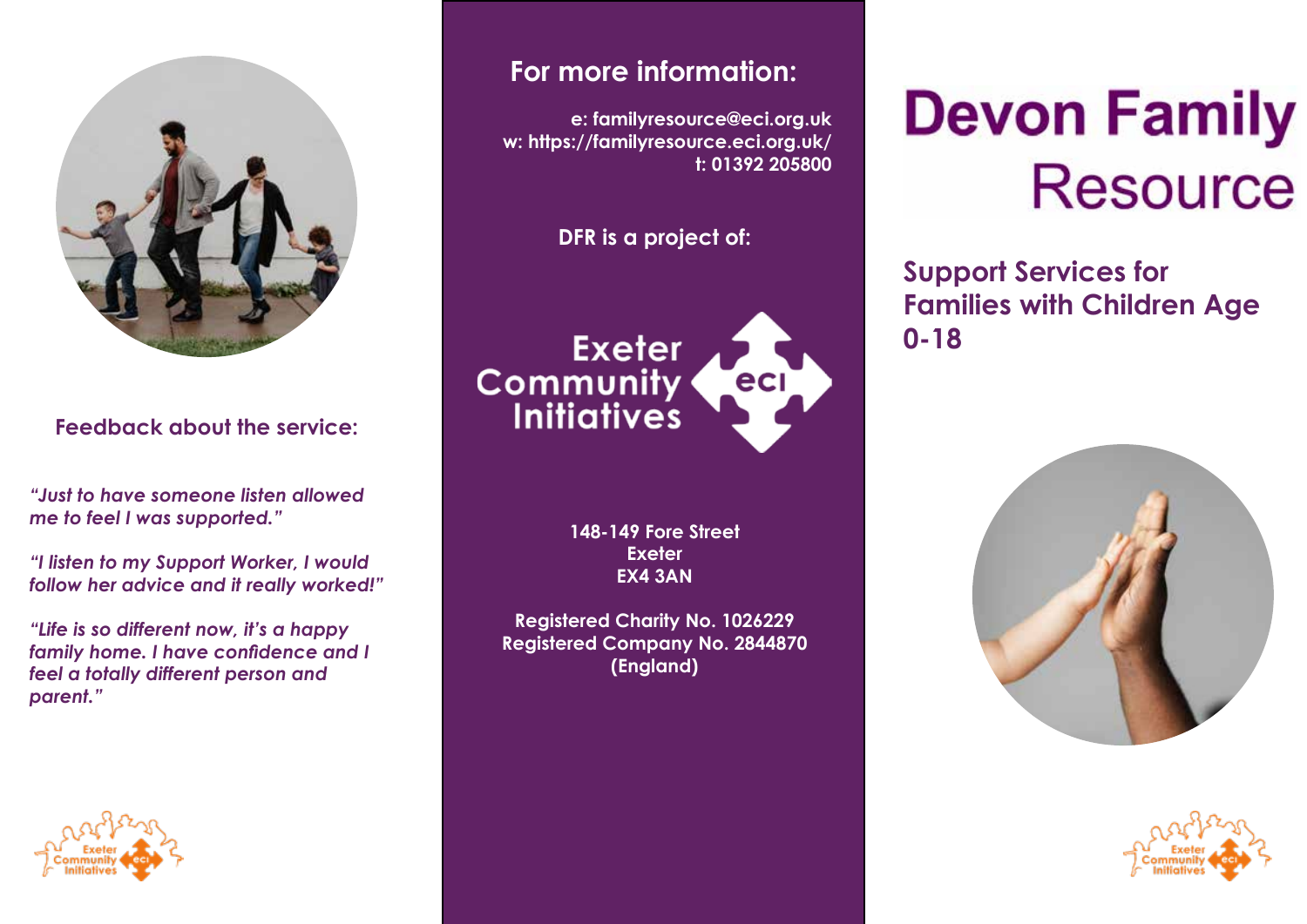# Devon Family Resource

## Support Services for Families with Children Age 0-18

## For more information:

e: familyresource@eci.org.uk
w: https://familyresource.eci.org.uk/
t: 01392 205800

**DFR is a project of:**

Exeter Community Initiatives

148-149 Fore Street
Exeter
EX4 3AN

Registered Charity No. 1026229
Registered Company No. 2844870
(England)

## Feedback about the service:

*"Just to have someone listen allowed me to feel I was supported."*

*"I listen to my Support Worker, I would follow her advice and it really worked!"*

*"Life is so different now, it's a happy family home. I have confidence and I feel a totally different person and parent."*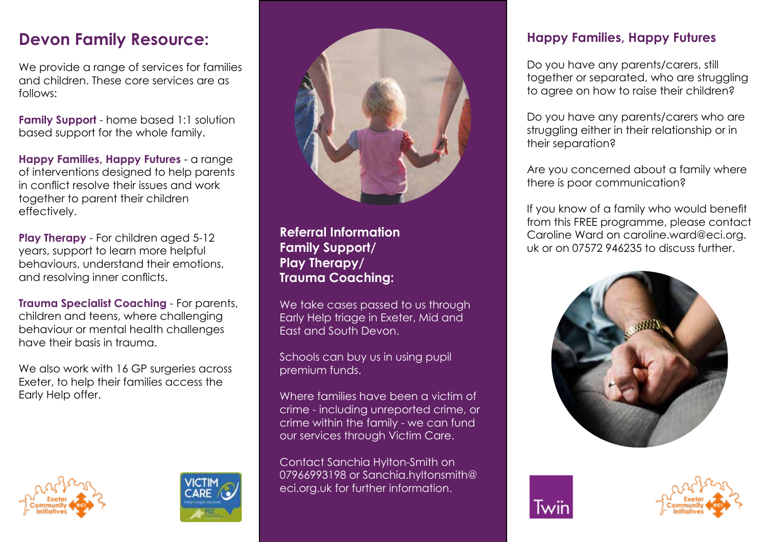## Devon Family Resource:

We provide a range of services for families and children. These core services are as follows:

**Family Support** - home based 1:1 solution based support for the whole family.

**Happy Families, Happy Futures** - a range of interventions designed to help parents in conflict resolve their issues and work together to parent their children effectively.

**Play Therapy** - For children aged 5-12 years, support to learn more helpful behaviours, understand their emotions, and resolving inner conflicts.

**Trauma Specialist Coaching** - For parents, children and teens, where challenging behaviour or mental health challenges have their basis in trauma.

We also work with 16 GP surgeries across Exeter, to help their families access the Early Help offer.

### Referral Information Family Support/ Play Therapy/ Trauma Coaching:

We take cases passed to us through Early Help triage in Exeter, Mid and East and South Devon.

Schools can buy us in using pupil premium funds.

Where families have been a victim of crime - including unreported crime, or crime within the family - we can fund our services through Victim Care.

Contact Sanchia Hylton-Smith on 07966993198 or Sanchia.hyltonsmith@eci.org.uk for further information.

### Happy Families, Happy Futures

Do you have any parents/carers, still together or separated, who are struggling to agree on how to raise their children?

Do you have any parents/carers who are struggling either in their relationship or in their separation?

Are you concerned about a family where there is poor communication?

If you know of a family who would benefit from this FREE programme, please contact Caroline Ward on caroline.ward@eci.org.uk or on 07572 946235 to discuss further.